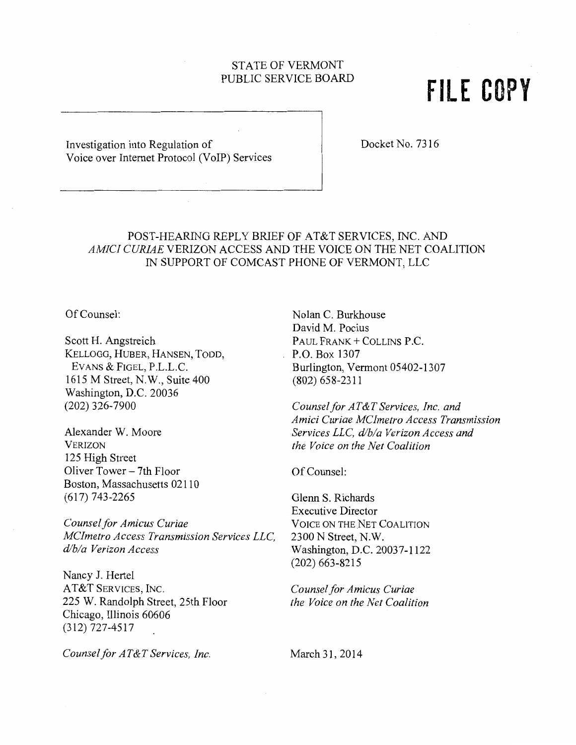STATE OF VERMONT
PUBLIC SERVICE BOARD

**FILE COPY**

Investigation into Regulation of Voice over Internet Protocol (VoIP) Services

Docket No. 7316

# POST-HEARING REPLY BRIEF OF AT&T SERVICES, INC. AND *AMICI CURIAE* VERIZON ACCESS AND THE VOICE ON THE NET COALITION IN SUPPORT OF COMCAST PHONE OF VERMONT, LLC

Of Counsel:

Scott H. Angstreich
KELLOGG, HUBER, HANSEN, TODD, EVANS & FIGEL, P.L.L.C.
1615 M Street, N.W., Suite 400
Washington, D.C. 20036
(202) 326-7900

Alexander W. Moore
VERIZON
125 High Street
Oliver Tower – 7th Floor
Boston, Massachusetts 02110
(617) 743-2265

*Counsel for Amicus Curiae MCImetro Access Transmission Services LLC, d/b/a Verizon Access*

Nancy J. Hertel
AT&T SERVICES, INC.
225 W. Randolph Street, 25th Floor
Chicago, Illinois 60606
(312) 727-4517

*Counsel for AT&T Services, Inc.*

Nolan C. Burkhouse
David M. Pocius
PAUL FRANK + COLLINS P.C.
P.O. Box 1307
Burlington, Vermont 05402-1307
(802) 658-2311

*Counsel for AT&T Services, Inc. and Amici Curiae MCImetro Access Transmission Services LLC, d/b/a Verizon Access and the Voice on the Net Coalition*

Of Counsel:

Glenn S. Richards
Executive Director
VOICE ON THE NET COALITION
2300 N Street, N.W.
Washington, D.C. 20037-1122
(202) 663-8215

*Counsel for Amicus Curiae the Voice on the Net Coalition*

March 31, 2014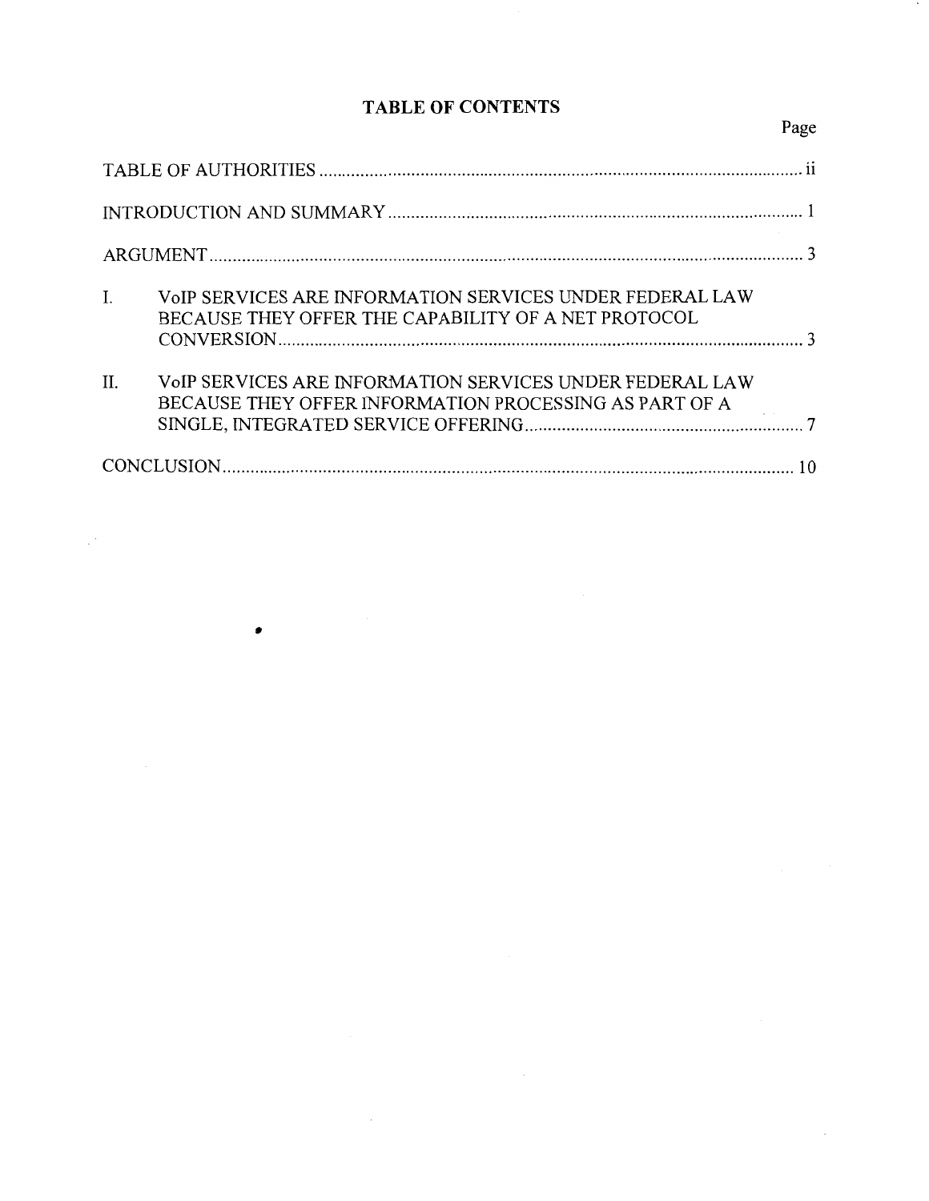# TABLE OF CONTENTS

| | Page |
|---|---|
| TABLE OF AUTHORITIES | ii |
| INTRODUCTION AND SUMMARY | 1 |
| ARGUMENT | 3 |
| I. VoIP SERVICES ARE INFORMATION SERVICES UNDER FEDERAL LAW BECAUSE THEY OFFER THE CAPABILITY OF A NET PROTOCOL CONVERSION | 3 |
| II. VoIP SERVICES ARE INFORMATION SERVICES UNDER FEDERAL LAW BECAUSE THEY OFFER INFORMATION PROCESSING AS PART OF A SINGLE, INTEGRATED SERVICE OFFERING | 7 |
| CONCLUSION | 10 |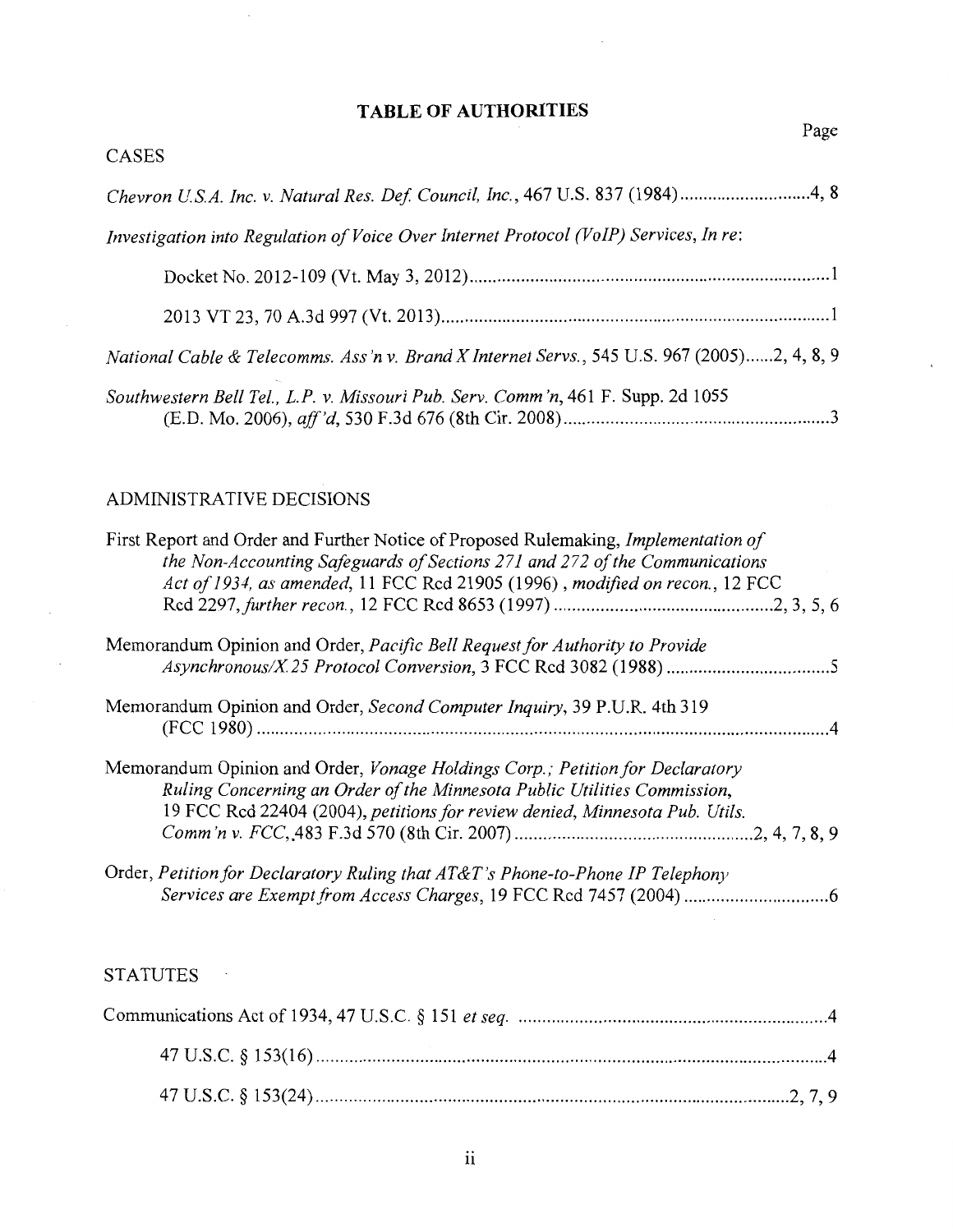# TABLE OF AUTHORITIES

Page

## CASES

*Chevron U.S.A. Inc. v. Natural Res. Def. Council, Inc.*, 467 U.S. 837 (1984) ............................4, 8

*Investigation into Regulation of Voice Over Internet Protocol (VoIP) Services, In re*:

Docket No. 2012-109 (Vt. May 3, 2012) ............................................................................1

2013 VT 23, 70 A.3d 997 (Vt. 2013) ..................................................................................1

*National Cable & Telecomms. Ass'n v. Brand X Internet Servs.*, 545 U.S. 967 (2005)......2, 4, 8, 9

*Southwestern Bell Tel., L.P. v. Missouri Pub. Serv. Comm'n*, 461 F. Supp. 2d 1055 (E.D. Mo. 2006), *aff'd*, 530 F.3d 676 (8th Cir. 2008) ........................................................3

## ADMINISTRATIVE DECISIONS

First Report and Order and Further Notice of Proposed Rulemaking, *Implementation of the Non-Accounting Safeguards of Sections 271 and 272 of the Communications Act of 1934, as amended*, 11 FCC Rcd 21905 (1996) , *modified on recon.*, 12 FCC Rcd 2297, *further recon.*, 12 FCC Rcd 8653 (1997) ...............................................2, 3, 5, 6

Memorandum Opinion and Order, *Pacific Bell Request for Authority to Provide Asynchronous/X.25 Protocol Conversion*, 3 FCC Rcd 3082 (1988) ...................................5

Memorandum Opinion and Order, *Second Computer Inquiry*, 39 P.U.R. 4th 319 (FCC 1980) ..............................................................................................................4

Memorandum Opinion and Order, *Vonage Holdings Corp.; Petition for Declaratory Ruling Concerning an Order of the Minnesota Public Utilities Commission*, 19 FCC Rcd 22404 (2004), *petitions for review denied, Minnesota Pub. Utils. Comm'n v. FCC*, 483 F.3d 570 (8th Cir. 2007) ..................................................2, 4, 7, 8, 9

Order, *Petition for Declaratory Ruling that AT&T's Phone-to-Phone IP Telephony Services are Exempt from Access Charges*, 19 FCC Rcd 7457 (2004) ...............................6

## STATUTES

Communications Act of 1934, 47 U.S.C. § 151 *et seq.* ..................................................................4

47 U.S.C. § 153(16) ..............................................................................................................4

47 U.S.C. § 153(24) ..............................................................................................................2, 7, 9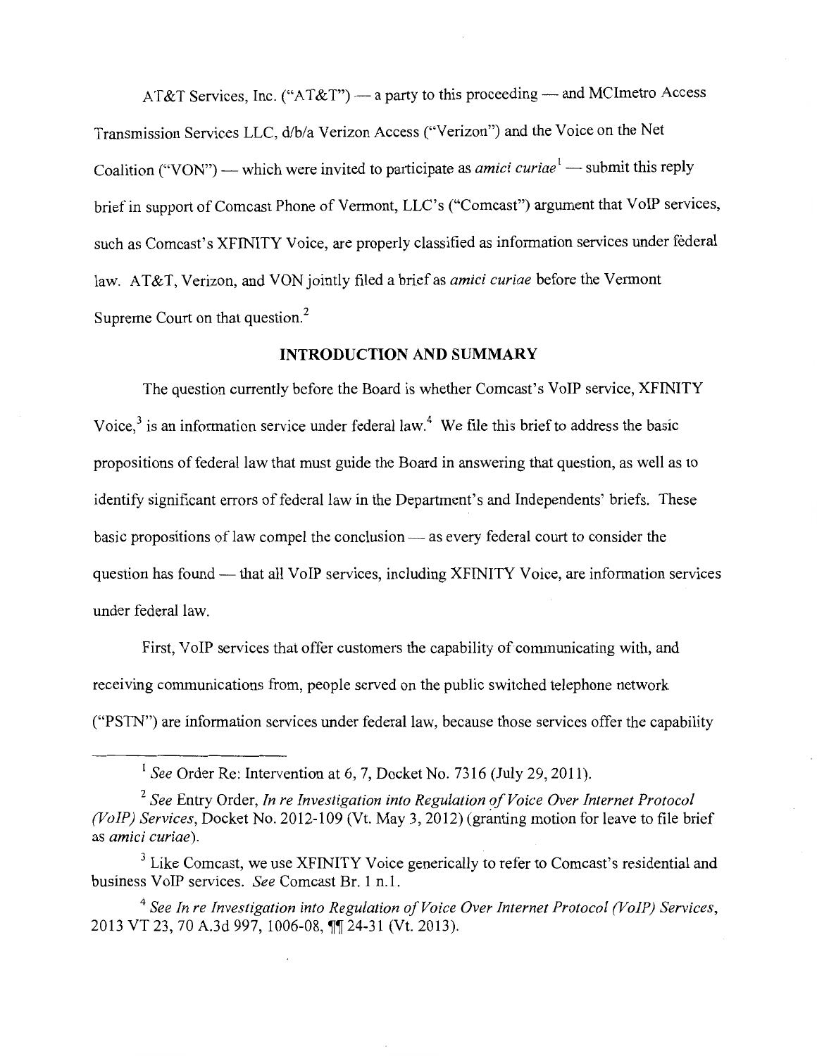AT&T Services, Inc. ("AT&T") — a party to this proceeding — and MCImetro Access Transmission Services LLC, d/b/a Verizon Access ("Verizon") and the Voice on the Net Coalition ("VON") — which were invited to participate as *amici curiae*[1] — submit this reply brief in support of Comcast Phone of Vermont, LLC's ("Comcast") argument that VoIP services, such as Comcast's XFINITY Voice, are properly classified as information services under federal law. AT&T, Verizon, and VON jointly filed a brief as *amici curiae* before the Vermont Supreme Court on that question.[2]

## INTRODUCTION AND SUMMARY

The question currently before the Board is whether Comcast's VoIP service, XFINITY Voice,[3] is an information service under federal law.[4] We file this brief to address the basic propositions of federal law that must guide the Board in answering that question, as well as to identify significant errors of federal law in the Department's and Independents' briefs. These basic propositions of law compel the conclusion — as every federal court to consider the question has found — that all VoIP services, including XFINITY Voice, are information services under federal law.

First, VoIP services that offer customers the capability of communicating with, and receiving communications from, people served on the public switched telephone network ("PSTN") are information services under federal law, because those services offer the capability

---

[1] *See* Order Re: Intervention at 6, 7, Docket No. 7316 (July 29, 2011).

[2] *See* Entry Order, *In re Investigation into Regulation of Voice Over Internet Protocol (VoIP) Services*, Docket No. 2012-109 (Vt. May 3, 2012) (granting motion for leave to file brief as *amici curiae*).

[3] Like Comcast, we use XFINITY Voice generically to refer to Comcast's residential and business VoIP services. *See* Comcast Br. 1 n.1.

[4] *See In re Investigation into Regulation of Voice Over Internet Protocol (VoIP) Services*, 2013 VT 23, 70 A.3d 997, 1006-08, ¶¶ 24-31 (Vt. 2013).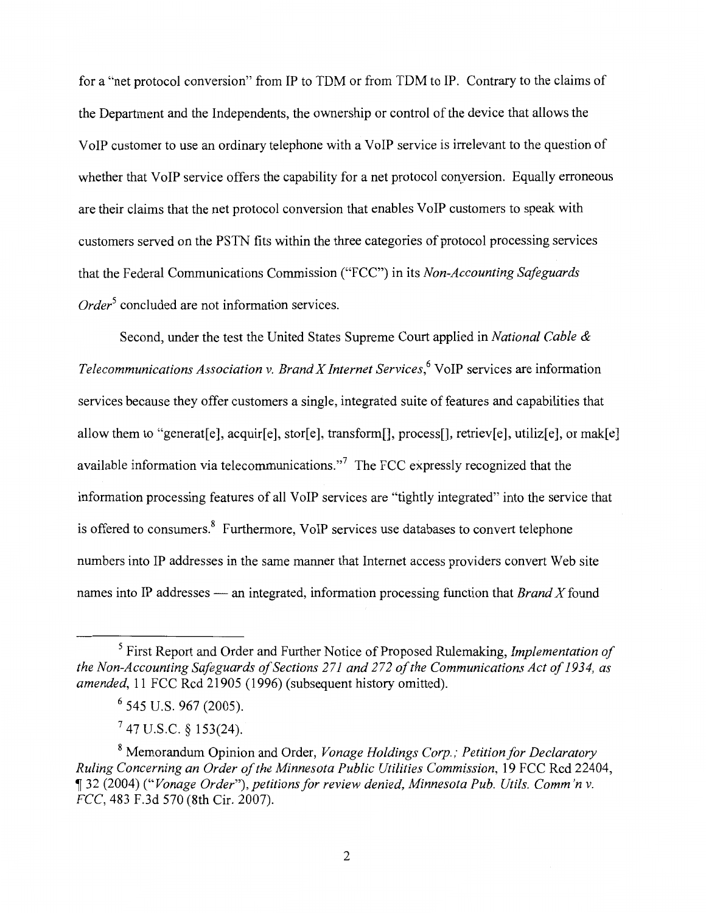for a "net protocol conversion" from IP to TDM or from TDM to IP. Contrary to the claims of the Department and the Independents, the ownership or control of the device that allows the VoIP customer to use an ordinary telephone with a VoIP service is irrelevant to the question of whether that VoIP service offers the capability for a net protocol conversion. Equally erroneous are their claims that the net protocol conversion that enables VoIP customers to speak with customers served on the PSTN fits within the three categories of protocol processing services that the Federal Communications Commission ("FCC") in its *Non-Accounting Safeguards Order*[5] concluded are not information services.

Second, under the test the United States Supreme Court applied in *National Cable & Telecommunications Association v. Brand X Internet Services*,[6] VoIP services are information services because they offer customers a single, integrated suite of features and capabilities that allow them to "generat[e], acquir[e], stor[e], transform[], process[], retriev[e], utiliz[e], or mak[e] available information via telecommunications."[7] The FCC expressly recognized that the information processing features of all VoIP services are "tightly integrated" into the service that is offered to consumers.[8] Furthermore, VoIP services use databases to convert telephone numbers into IP addresses in the same manner that Internet access providers convert Web site names into IP addresses — an integrated, information processing function that *Brand X* found

---

[5] First Report and Order and Further Notice of Proposed Rulemaking, *Implementation of the Non-Accounting Safeguards of Sections 271 and 272 of the Communications Act of 1934, as amended*, 11 FCC Rcd 21905 (1996) (subsequent history omitted).

[6] 545 U.S. 967 (2005).

[7] 47 U.S.C. § 153(24).

[8] Memorandum Opinion and Order, *Vonage Holdings Corp.; Petition for Declaratory Ruling Concerning an Order of the Minnesota Public Utilities Commission*, 19 FCC Rcd 22404, ¶ 32 (2004) ("*Vonage Order*"), *petitions for review denied, Minnesota Pub. Utils. Comm'n v. FCC*, 483 F.3d 570 (8th Cir. 2007).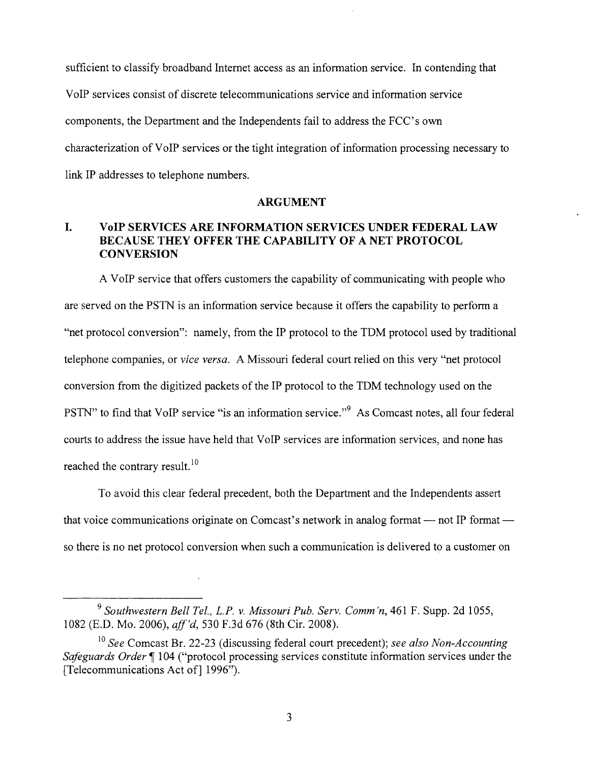sufficient to classify broadband Internet access as an information service. In contending that VoIP services consist of discrete telecommunications service and information service components, the Department and the Independents fail to address the FCC's own characterization of VoIP services or the tight integration of information processing necessary to link IP addresses to telephone numbers.

## ARGUMENT

### I. VoIP SERVICES ARE INFORMATION SERVICES UNDER FEDERAL LAW BECAUSE THEY OFFER THE CAPABILITY OF A NET PROTOCOL CONVERSION

A VoIP service that offers customers the capability of communicating with people who are served on the PSTN is an information service because it offers the capability to perform a "net protocol conversion": namely, from the IP protocol to the TDM protocol used by traditional telephone companies, or *vice versa*. A Missouri federal court relied on this very "net protocol conversion from the digitized packets of the IP protocol to the TDM technology used on the PSTN" to find that VoIP service "is an information service."[9] As Comcast notes, all four federal courts to address the issue have held that VoIP services are information services, and none has reached the contrary result.[10]

To avoid this clear federal precedent, both the Department and the Independents assert that voice communications originate on Comcast's network in analog format — not IP format — so there is no net protocol conversion when such a communication is delivered to a customer on

---

[9] *Southwestern Bell Tel., L.P. v. Missouri Pub. Serv. Comm'n*, 461 F. Supp. 2d 1055, 1082 (E.D. Mo. 2006), *aff'd*, 530 F.3d 676 (8th Cir. 2008).

[10] *See* Comcast Br. 22-23 (discussing federal court precedent); *see also Non-Accounting Safeguards Order* ¶ 104 ("protocol processing services constitute information services under the [Telecommunications Act of] 1996").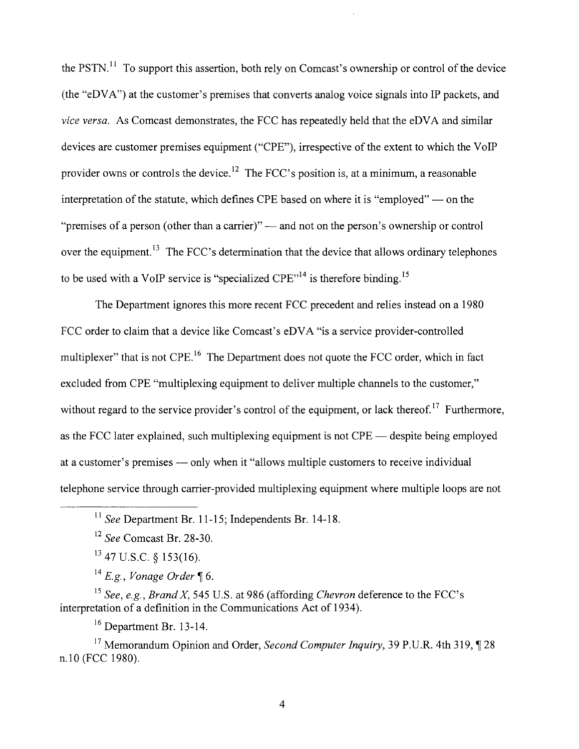the PSTN.[11] To support this assertion, both rely on Comcast's ownership or control of the device (the "eDVA") at the customer's premises that converts analog voice signals into IP packets, and *vice versa.* As Comcast demonstrates, the FCC has repeatedly held that the eDVA and similar devices are customer premises equipment ("CPE"), irrespective of the extent to which the VoIP provider owns or controls the device.[12] The FCC's position is, at a minimum, a reasonable interpretation of the statute, which defines CPE based on where it is "employed" — on the "premises of a person (other than a carrier)" — and not on the person's ownership or control over the equipment.[13] The FCC's determination that the device that allows ordinary telephones to be used with a VoIP service is "specialized CPE"[14] is therefore binding.[15]

The Department ignores this more recent FCC precedent and relies instead on a 1980 FCC order to claim that a device like Comcast's eDVA "is a service provider-controlled multiplexer" that is not CPE.[16] The Department does not quote the FCC order, which in fact excluded from CPE "multiplexing equipment to deliver multiple channels to the customer," without regard to the service provider's control of the equipment, or lack thereof.[17] Furthermore, as the FCC later explained, such multiplexing equipment is not CPE — despite being employed at a customer's premises — only when it "allows multiple customers to receive individual telephone service through carrier-provided multiplexing equipment where multiple loops are not

---

[11] *See* Department Br. 11-15; Independents Br. 14-18.

[12] *See* Comcast Br. 28-30.

[13] 47 U.S.C. § 153(16).

[14] *E.g.*, *Vonage Order* ¶ 6.

[15] *See, e.g.*, *Brand X*, 545 U.S. at 986 (affording *Chevron* deference to the FCC's interpretation of a definition in the Communications Act of 1934).

[16] Department Br. 13-14.

[17] Memorandum Opinion and Order, *Second Computer Inquiry*, 39 P.U.R. 4th 319, ¶ 28 n.10 (FCC 1980).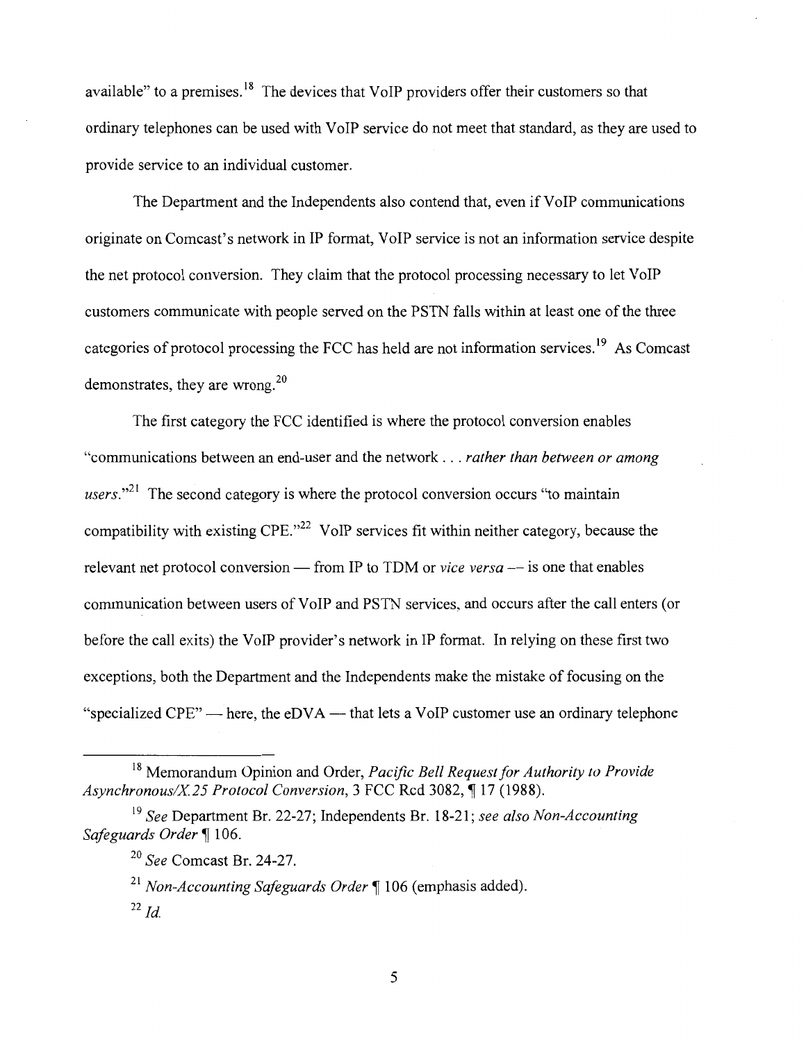available" to a premises.[18] The devices that VoIP providers offer their customers so that ordinary telephones can be used with VoIP service do not meet that standard, as they are used to provide service to an individual customer.

The Department and the Independents also contend that, even if VoIP communications originate on Comcast's network in IP format, VoIP service is not an information service despite the net protocol conversion. They claim that the protocol processing necessary to let VoIP customers communicate with people served on the PSTN falls within at least one of the three categories of protocol processing the FCC has held are not information services.[19] As Comcast demonstrates, they are wrong.[20]

The first category the FCC identified is where the protocol conversion enables "communications between an end-user and the network . . . *rather than between or among users*."[21] The second category is where the protocol conversion occurs "to maintain compatibility with existing CPE."[22] VoIP services fit within neither category, because the relevant net protocol conversion — from IP to TDM or *vice versa* — is one that enables communication between users of VoIP and PSTN services, and occurs after the call enters (or before the call exits) the VoIP provider's network in IP format. In relying on these first two exceptions, both the Department and the Independents make the mistake of focusing on the "specialized CPE" — here, the eDVA — that lets a VoIP customer use an ordinary telephone

---

[18] Memorandum Opinion and Order, *Pacific Bell Request for Authority to Provide Asynchronous/X.25 Protocol Conversion*, 3 FCC Rcd 3082, ¶ 17 (1988).

[19] *See* Department Br. 22-27; Independents Br. 18-21; *see also Non-Accounting Safeguards Order* ¶ 106.

[20] *See* Comcast Br. 24-27.

[21] *Non-Accounting Safeguards Order* ¶ 106 (emphasis added).

[22] *Id.*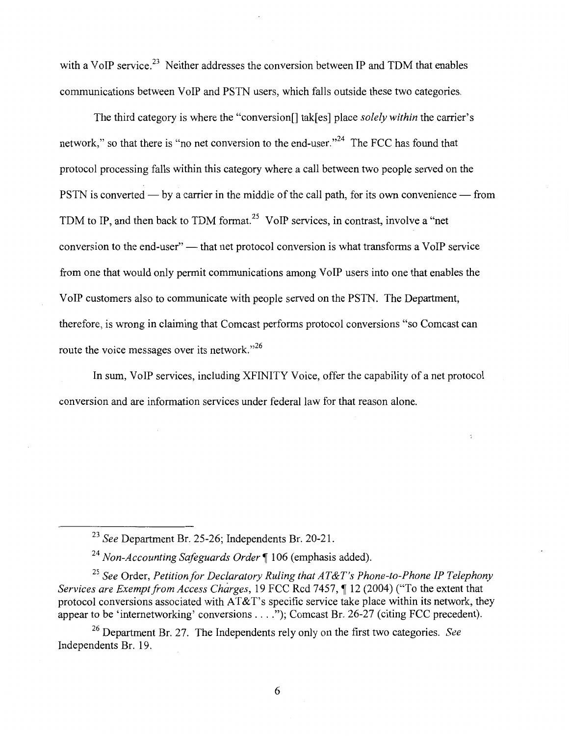with a VoIP service.[23] Neither addresses the conversion between IP and TDM that enables communications between VoIP and PSTN users, which falls outside these two categories.

The third category is where the "conversion[] tak[es] place *solely within* the carrier's network," so that there is "no net conversion to the end-user."[24] The FCC has found that protocol processing falls within this category where a call between two people served on the PSTN is converted — by a carrier in the middle of the call path, for its own convenience — from TDM to IP, and then back to TDM format.[25] VoIP services, in contrast, involve a "net conversion to the end-user" — that net protocol conversion is what transforms a VoIP service from one that would only permit communications among VoIP users into one that enables the VoIP customers also to communicate with people served on the PSTN. The Department, therefore, is wrong in claiming that Comcast performs protocol conversions "so Comcast can route the voice messages over its network."[26]

In sum, VoIP services, including XFINITY Voice, offer the capability of a net protocol conversion and are information services under federal law for that reason alone.

---

[23] *See* Department Br. 25-26; Independents Br. 20-21.

[24] *Non-Accounting Safeguards Order* ¶ 106 (emphasis added).

[25] *See* Order, *Petition for Declaratory Ruling that AT&T's Phone-to-Phone IP Telephony Services are Exempt from Access Charges*, 19 FCC Rcd 7457, ¶ 12 (2004) ("To the extent that protocol conversions associated with AT&T's specific service take place within its network, they appear to be 'internetworking' conversions . . . ."); Comcast Br. 26-27 (citing FCC precedent).

[26] Department Br. 27. The Independents rely only on the first two categories. *See* Independents Br. 19.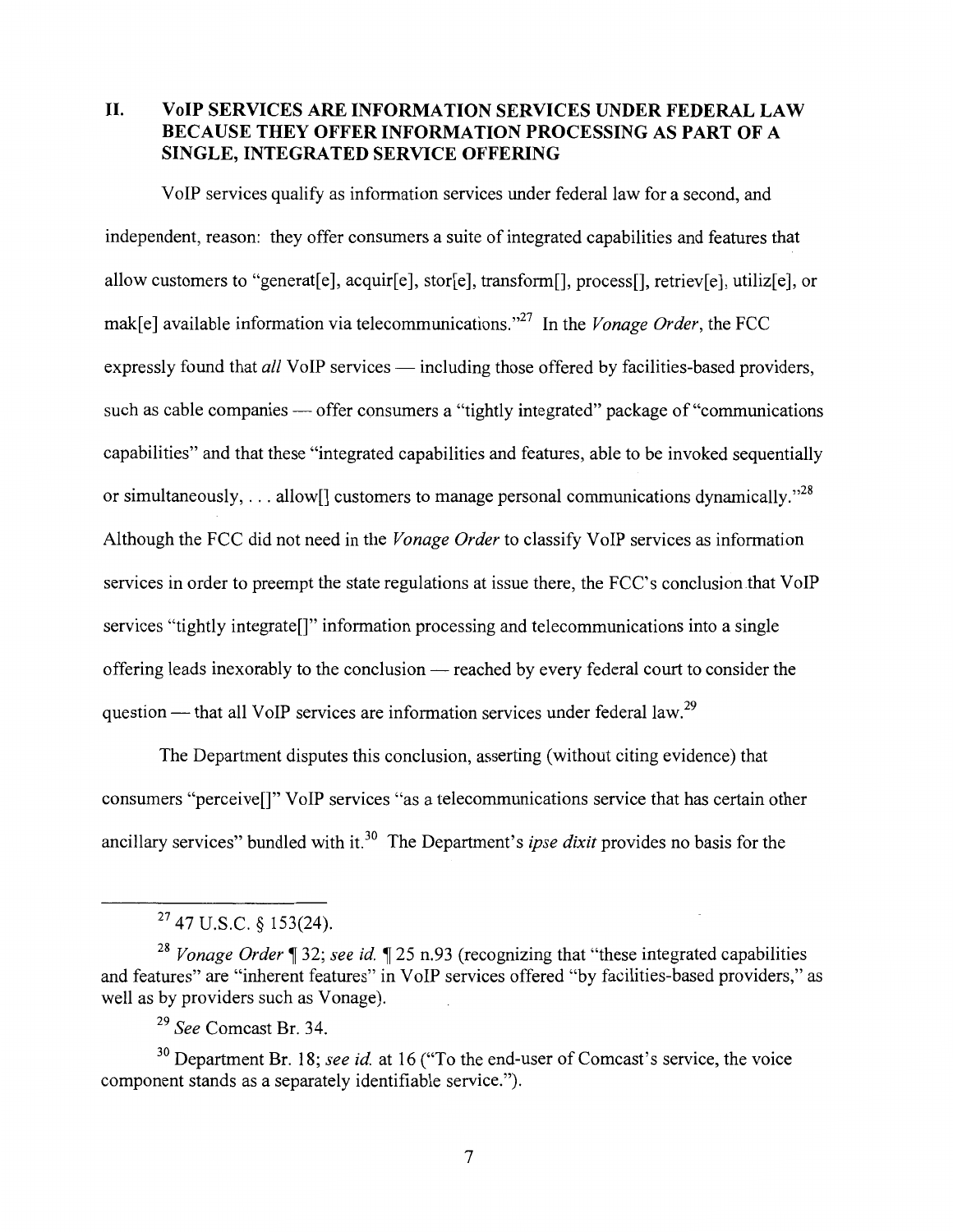## II. VoIP SERVICES ARE INFORMATION SERVICES UNDER FEDERAL LAW BECAUSE THEY OFFER INFORMATION PROCESSING AS PART OF A SINGLE, INTEGRATED SERVICE OFFERING

VoIP services qualify as information services under federal law for a second, and independent, reason: they offer consumers a suite of integrated capabilities and features that allow customers to "generat[e], acquir[e], stor[e], transform[], process[], retriev[e], utiliz[e], or mak[e] available information via telecommunications."[27] In the *Vonage Order*, the FCC expressly found that *all* VoIP services — including those offered by facilities-based providers, such as cable companies — offer consumers a "tightly integrated" package of "communications capabilities" and that these "integrated capabilities and features, able to be invoked sequentially or simultaneously, . . . allow[] customers to manage personal communications dynamically."[28] Although the FCC did not need in the *Vonage Order* to classify VoIP services as information services in order to preempt the state regulations at issue there, the FCC's conclusion that VoIP services "tightly integrate[]" information processing and telecommunications into a single offering leads inexorably to the conclusion — reached by every federal court to consider the question — that all VoIP services are information services under federal law.[29]

The Department disputes this conclusion, asserting (without citing evidence) that consumers "perceive[]" VoIP services "as a telecommunications service that has certain other ancillary services" bundled with it.[30] The Department's *ipse dixit* provides no basis for the

---

[27] 47 U.S.C. § 153(24).

[28] *Vonage Order* ¶ 32; *see id.* ¶ 25 n.93 (recognizing that "these integrated capabilities and features" are "inherent features" in VoIP services offered "by facilities-based providers," as well as by providers such as Vonage).

[29] *See* Comcast Br. 34.

[30] Department Br. 18; *see id.* at 16 ("To the end-user of Comcast's service, the voice component stands as a separately identifiable service.").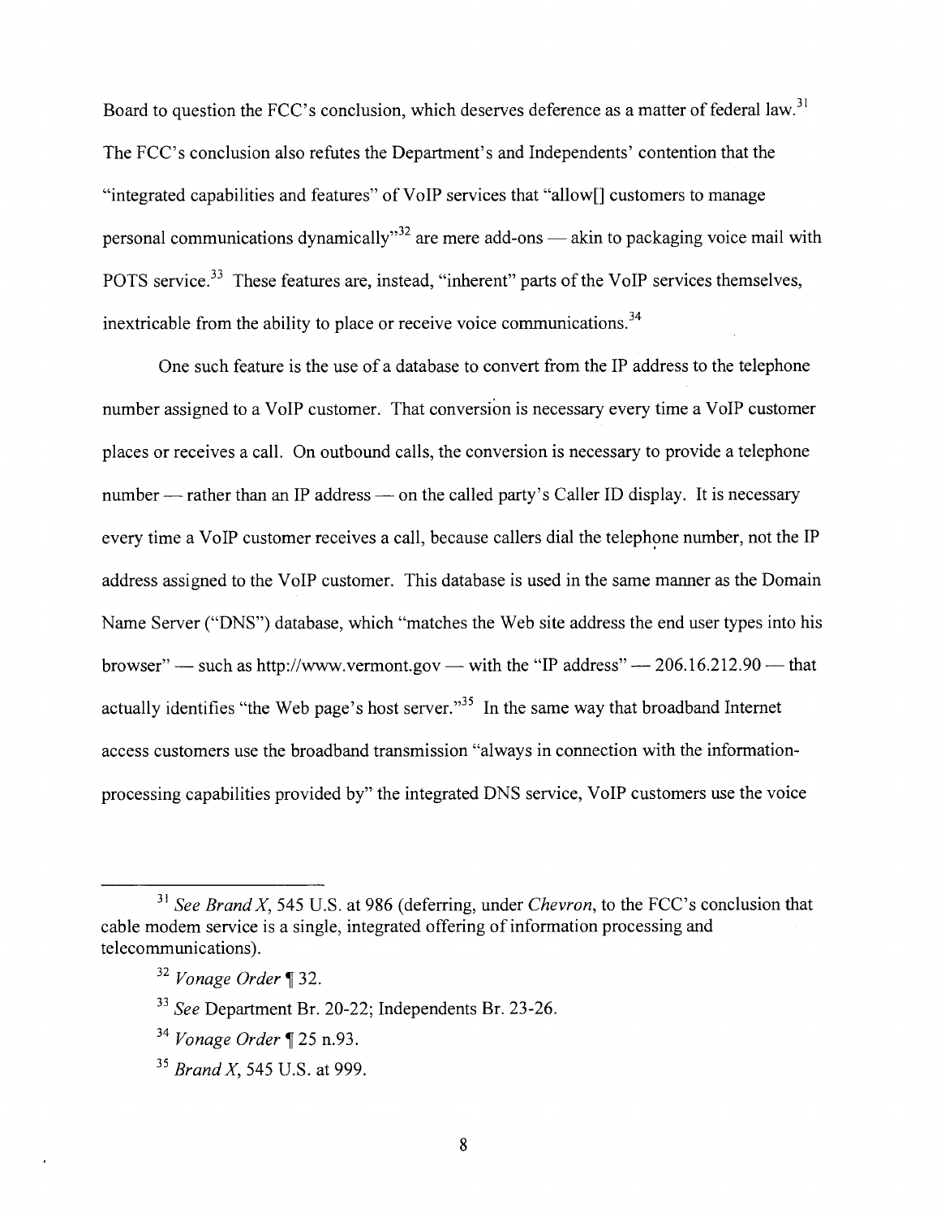Board to question the FCC's conclusion, which deserves deference as a matter of federal law.[31] The FCC's conclusion also refutes the Department's and Independents' contention that the "integrated capabilities and features" of VoIP services that "allow[] customers to manage personal communications dynamically"[32] are mere add-ons — akin to packaging voice mail with POTS service.[33] These features are, instead, "inherent" parts of the VoIP services themselves, inextricable from the ability to place or receive voice communications.[34]

One such feature is the use of a database to convert from the IP address to the telephone number assigned to a VoIP customer. That conversion is necessary every time a VoIP customer places or receives a call. On outbound calls, the conversion is necessary to provide a telephone number — rather than an IP address — on the called party's Caller ID display. It is necessary every time a VoIP customer receives a call, because callers dial the telephone number, not the IP address assigned to the VoIP customer. This database is used in the same manner as the Domain Name Server ("DNS") database, which "matches the Web site address the end user types into his browser" — such as http://www.vermont.gov — with the "IP address" — 206.16.212.90 — that actually identifies "the Web page's host server."[35] In the same way that broadband Internet access customers use the broadband transmission "always in connection with the information-processing capabilities provided by" the integrated DNS service, VoIP customers use the voice

---

[31] *See Brand X*, 545 U.S. at 986 (deferring, under *Chevron*, to the FCC's conclusion that cable modem service is a single, integrated offering of information processing and telecommunications).

[32] *Vonage Order* ¶ 32.

[33] *See* Department Br. 20-22; Independents Br. 23-26.

[34] *Vonage Order* ¶ 25 n.93.

[35] *Brand X*, 545 U.S. at 999.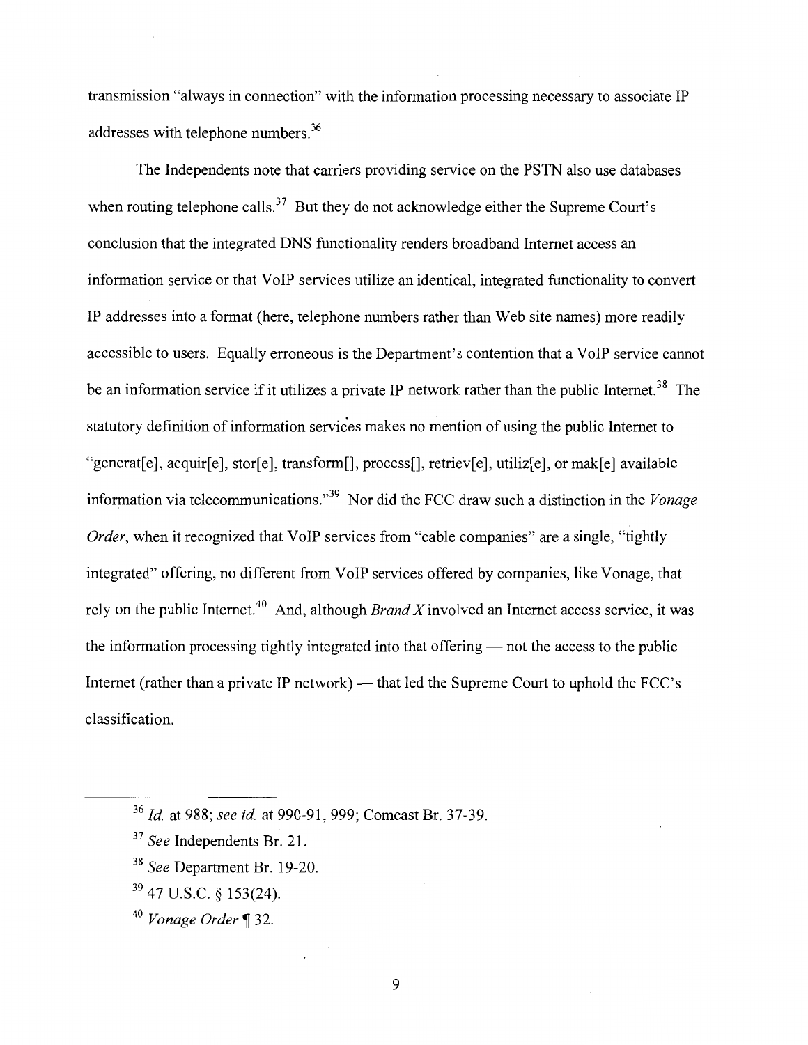transmission "always in connection" with the information processing necessary to associate IP addresses with telephone numbers.[36]

The Independents note that carriers providing service on the PSTN also use databases when routing telephone calls.[37] But they do not acknowledge either the Supreme Court's conclusion that the integrated DNS functionality renders broadband Internet access an information service or that VoIP services utilize an identical, integrated functionality to convert IP addresses into a format (here, telephone numbers rather than Web site names) more readily accessible to users. Equally erroneous is the Department's contention that a VoIP service cannot be an information service if it utilizes a private IP network rather than the public Internet.[38] The statutory definition of information services makes no mention of using the public Internet to "generat[e], acquir[e], stor[e], transform[], process[], retriev[e], utiliz[e], or mak[e] available information via telecommunications."[39] Nor did the FCC draw such a distinction in the *Vonage Order*, when it recognized that VoIP services from "cable companies" are a single, "tightly integrated" offering, no different from VoIP services offered by companies, like Vonage, that rely on the public Internet.[40] And, although *Brand X* involved an Internet access service, it was the information processing tightly integrated into that offering — not the access to the public Internet (rather than a private IP network) — that led the Supreme Court to uphold the FCC's classification.

---

[36] *Id.* at 988; *see id.* at 990-91, 999; Comcast Br. 37-39.

[37] *See* Independents Br. 21.

[38] *See* Department Br. 19-20.

[39] 47 U.S.C. § 153(24).

[40] *Vonage Order* ¶ 32.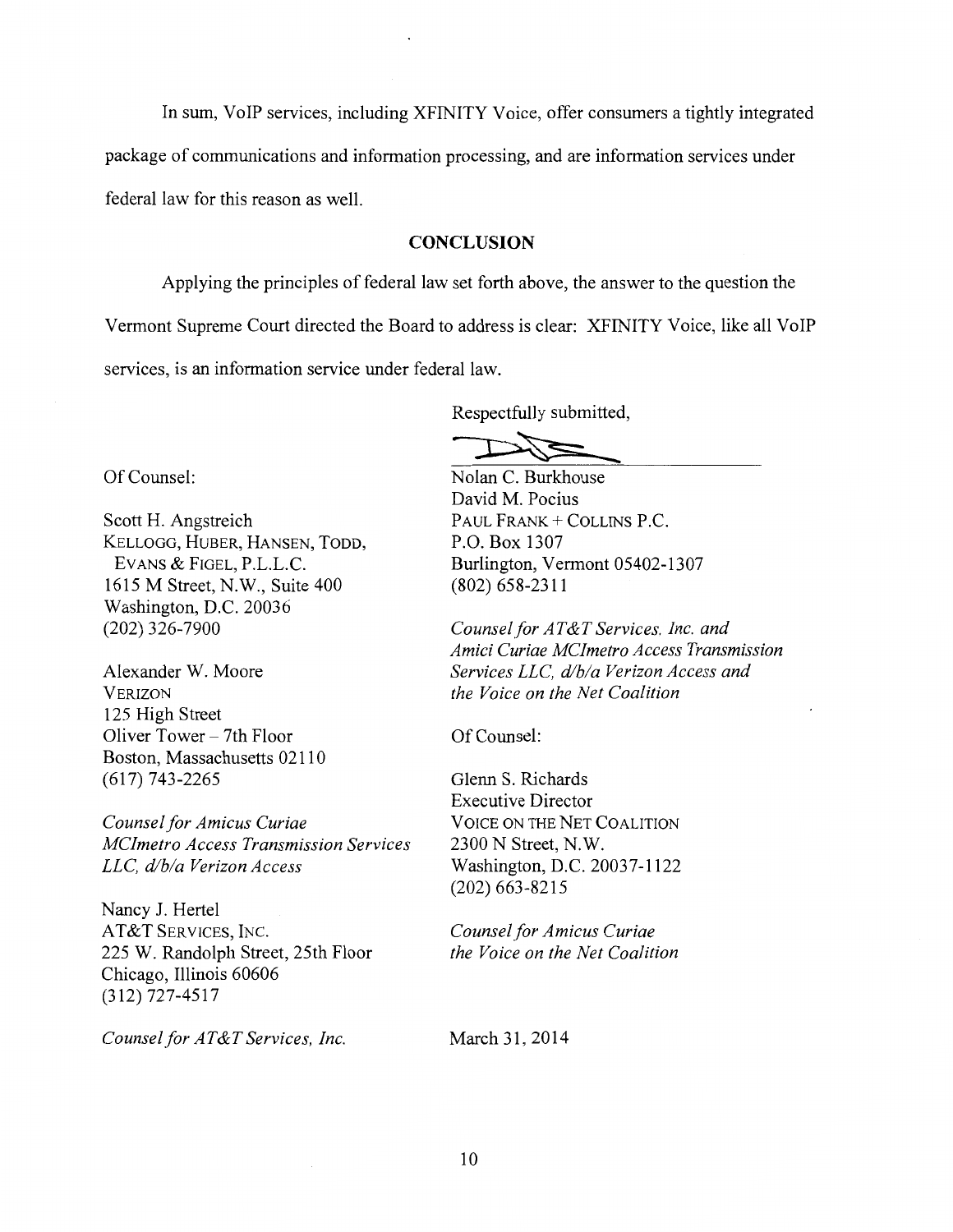In sum, VoIP services, including XFINITY Voice, offer consumers a tightly integrated package of communications and information processing, and are information services under federal law for this reason as well.

## CONCLUSION

Applying the principles of federal law set forth above, the answer to the question the Vermont Supreme Court directed the Board to address is clear: XFINITY Voice, like all VoIP services, is an information service under federal law.

Respectfully submitted,

Nolan C. Burkhouse
David M. Pocius
PAUL FRANK + COLLINS P.C.
P.O. Box 1307
Burlington, Vermont 05402-1307
(802) 658-2311

*Counsel for AT&T Services, Inc. and Amici Curiae MCImetro Access Transmission Services LLC, d/b/a Verizon Access and the Voice on the Net Coalition*

Of Counsel:

Scott H. Angstreich
KELLOGG, HUBER, HANSEN, TODD, EVANS & FIGEL, P.L.L.C.
1615 M Street, N.W., Suite 400
Washington, D.C. 20036
(202) 326-7900

Alexander W. Moore
VERIZON
125 High Street
Oliver Tower – 7th Floor
Boston, Massachusetts 02110
(617) 743-2265

*Counsel for Amicus Curiae MCImetro Access Transmission Services LLC, d/b/a Verizon Access*

Nancy J. Hertel
AT&T SERVICES, INC.
225 W. Randolph Street, 25th Floor
Chicago, Illinois 60606
(312) 727-4517

*Counsel for AT&T Services, Inc.*

Of Counsel:

Glenn S. Richards
Executive Director
VOICE ON THE NET COALITION
2300 N Street, N.W.
Washington, D.C. 20037-1122
(202) 663-8215

*Counsel for Amicus Curiae the Voice on the Net Coalition*

March 31, 2014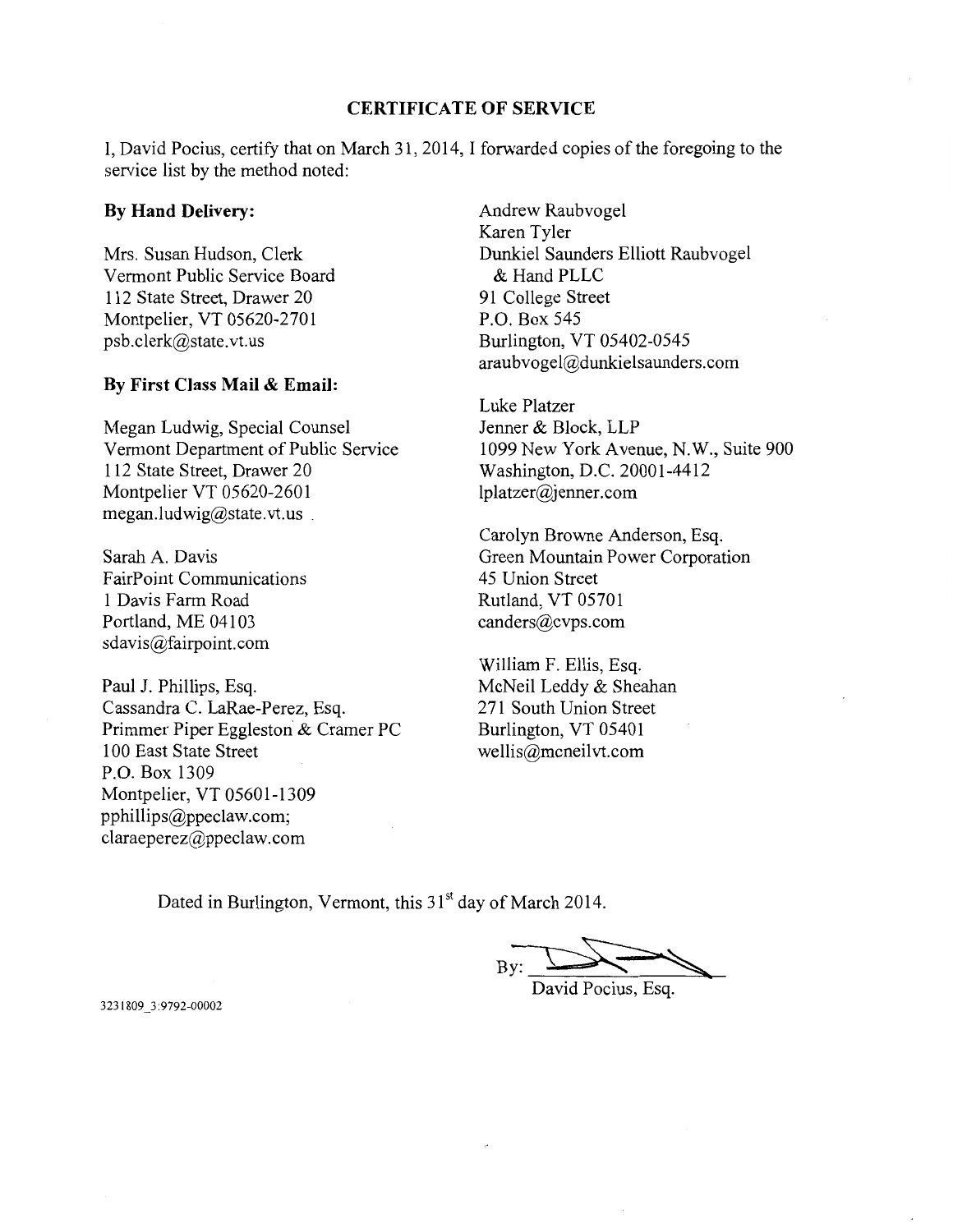## CERTIFICATE OF SERVICE

I, David Pocius, certify that on March 31, 2014, I forwarded copies of the foregoing to the service list by the method noted:

**By Hand Delivery:**

Mrs. Susan Hudson, Clerk
Vermont Public Service Board
112 State Street, Drawer 20
Montpelier, VT 05620-2701
psb.clerk@state.vt.us

**By First Class Mail & Email:**

Megan Ludwig, Special Counsel
Vermont Department of Public Service
112 State Street, Drawer 20
Montpelier VT 05620-2601
megan.ludwig@state.vt.us

Sarah A. Davis
FairPoint Communications
1 Davis Farm Road
Portland, ME 04103
sdavis@fairpoint.com

Paul J. Phillips, Esq.
Cassandra C. LaRae-Perez, Esq.
Primmer Piper Eggleston & Cramer PC
100 East State Street
P.O. Box 1309
Montpelier, VT 05601-1309
pphillips@ppeclaw.com;
claraeperez@ppeclaw.com

Andrew Raubvogel
Karen Tyler
Dunkiel Saunders Elliott Raubvogel & Hand PLLC
91 College Street
P.O. Box 545
Burlington, VT 05402-0545
araubvogel@dunkielsaunders.com

Luke Platzer
Jenner & Block, LLP
1099 New York Avenue, N.W., Suite 900
Washington, D.C. 20001-4412
lplatzer@jenner.com

Carolyn Browne Anderson, Esq.
Green Mountain Power Corporation
45 Union Street
Rutland, VT 05701
canders@cvps.com

William F. Ellis, Esq.
McNeil Leddy & Sheahan
271 South Union Street
Burlington, VT 05401
wellis@mcneilvt.com

Dated in Burlington, Vermont, this 31st day of March 2014.

By: ______________________
David Pocius, Esq.

3231809_3:9792-00002